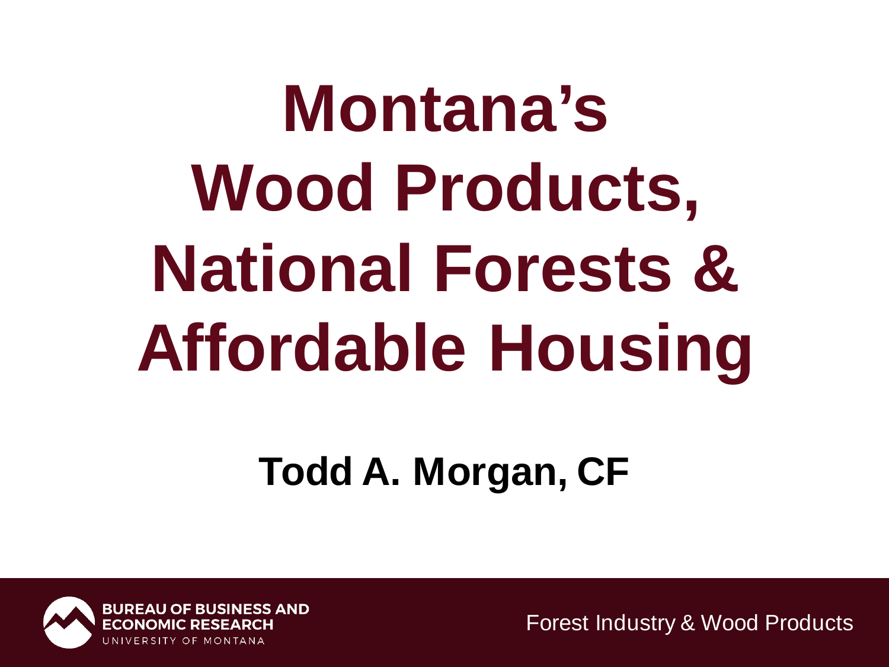# Montana's Wood Products, National Forests & Affordable Housing

**Todd A. Morgan, CF**

BUREAU OF BUSINESS AND ECONOMIC RESEARCH
UNIVERSITY OF MONTANA

Forest Industry & Wood Products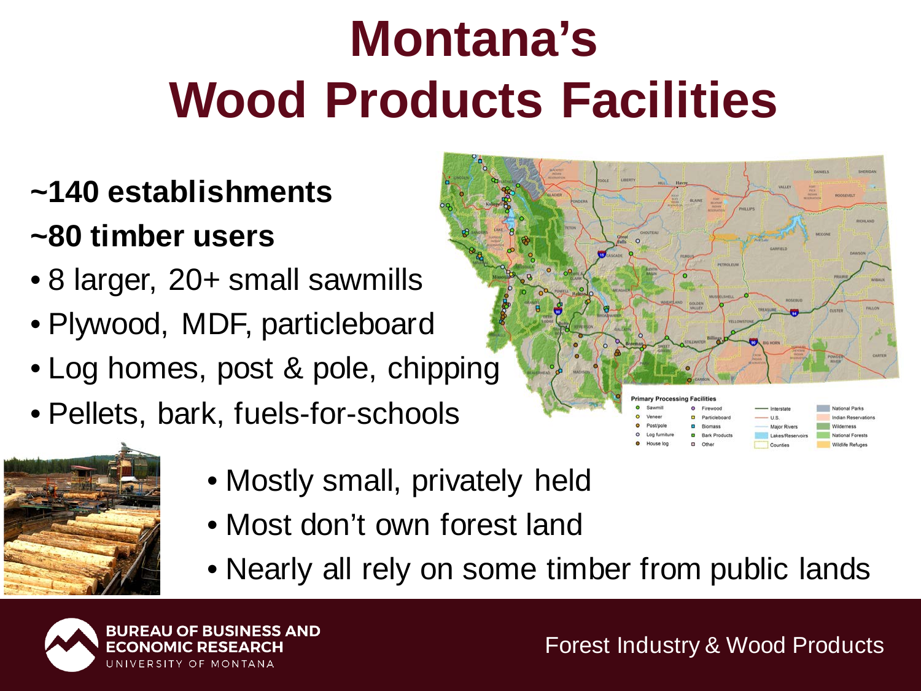# Montana's Wood Products Facilities

**~140 establishments**

**~80 timber users**

- 8 larger, 20+ small sawmills
- Plywood, MDF, particleboard
- Log homes, post & pole, chipping
- Pellets, bark, fuels-for-schools

- Mostly small, privately held
- Most don't own forest land
- Nearly all rely on some timber from public lands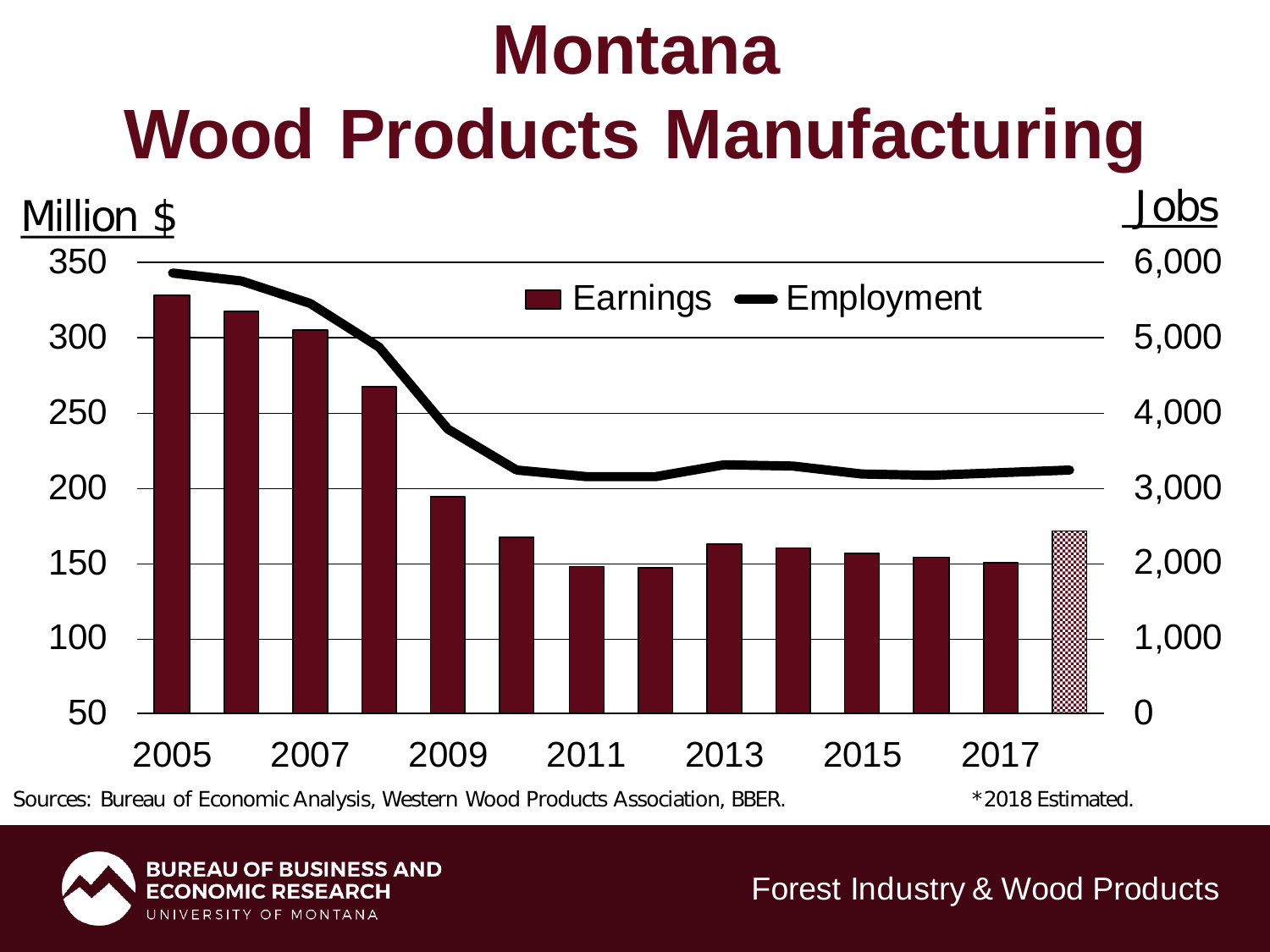# Montana
# Wood Products Manufacturing

Million $ | Jobs

Earnings — Employment

Sources: Bureau of Economic Analysis, Western Wood Products Association, BBER.

*2018 Estimated.

Forest Industry & Wood Products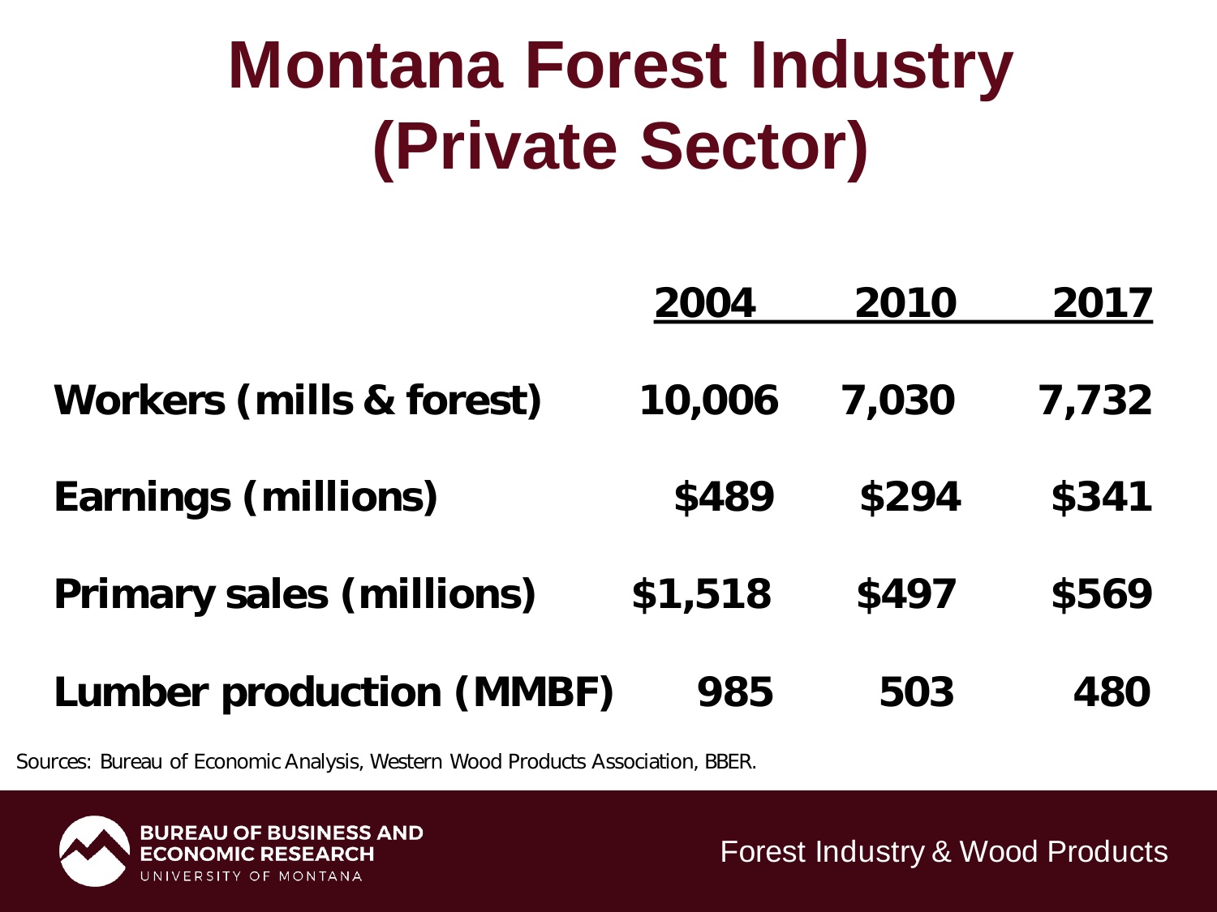# Montana Forest Industry (Private Sector)

| | 2004 | 2010 | 2017 |
|---|---|---|---|
| Workers (mills & forest) | 10,006 | 7,030 | 7,732 |
| Earnings (millions) | $489 | $294 | $341 |
| Primary sales (millions) | $1,518 | $497 | $569 |
| Lumber production (MMBF) | 985 | 503 | 480 |

Sources: Bureau of Economic Analysis, Western Wood Products Association, BBER.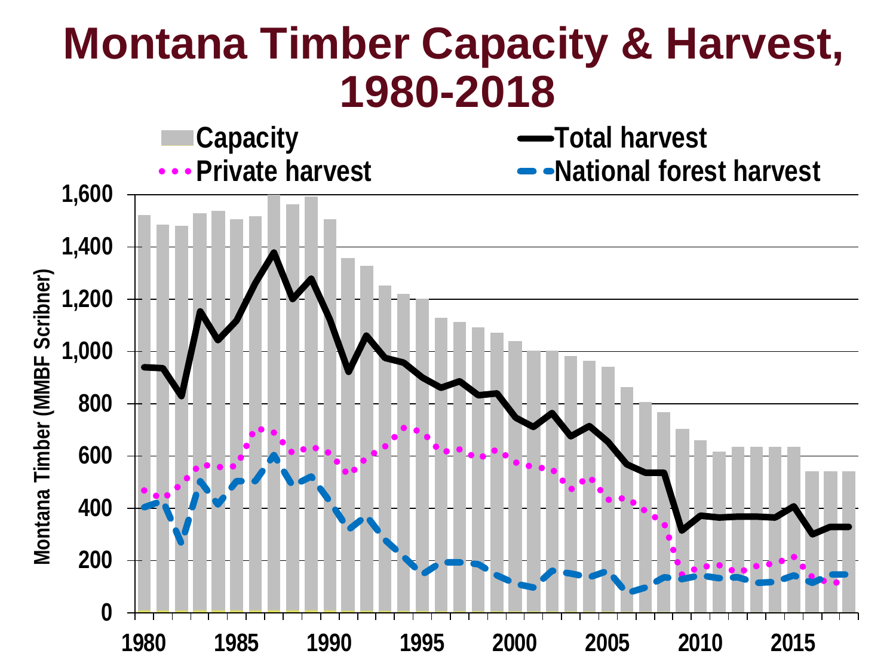# Montana Timber Capacity & Harvest, 1980-2018

Capacity
Total harvest
Private harvest
National forest harvest

Montana Timber (MMBF Scribner)

1,600
1,400
1,200
1,000
800
600
400
200
0

1980 1985 1990 1995 2000 2005 2010 2015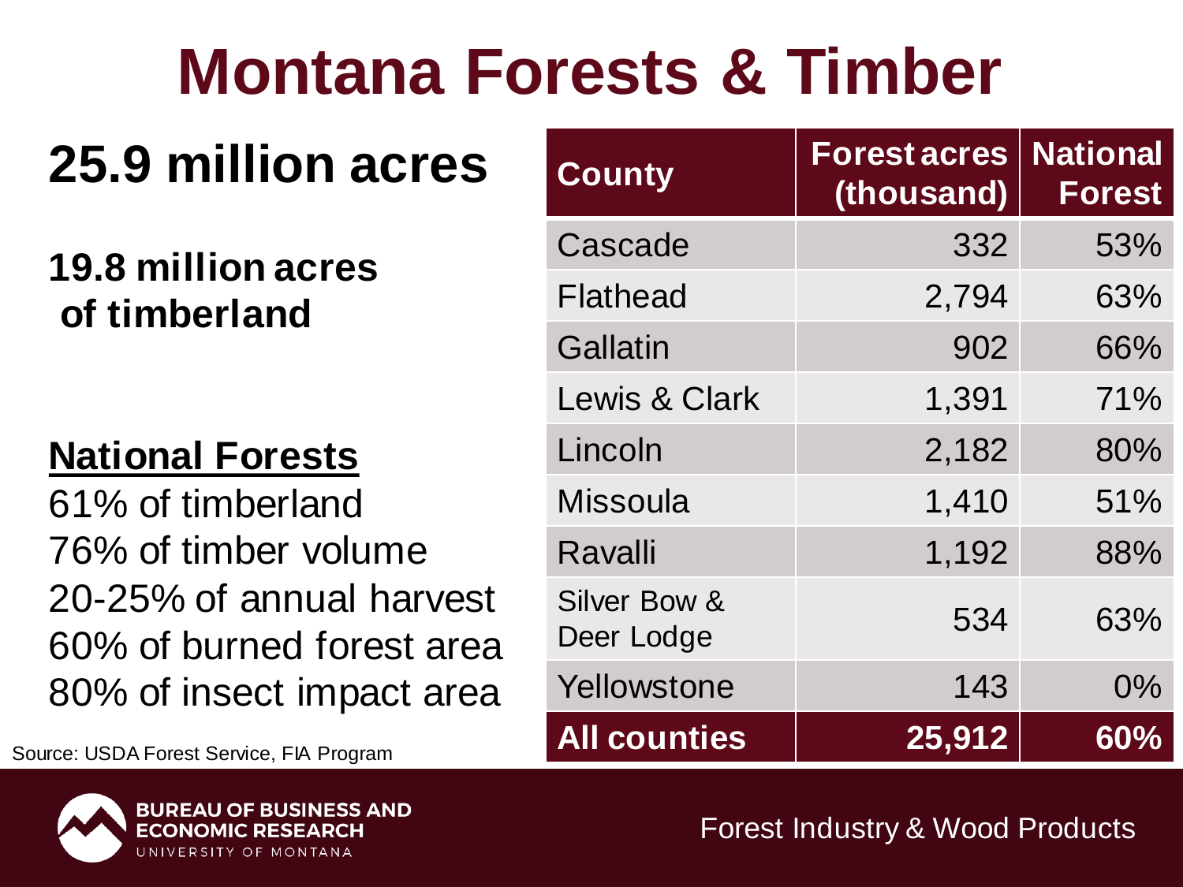# Montana Forests & Timber

## 25.9 million acres

**19.8 million acres of timberland**

**National Forests**

61% of timberland
76% of timber volume
20-25% of annual harvest
60% of burned forest area
80% of insect impact area

| County | Forest acres (thousand) | National Forest |
|---|---|---|
| Cascade | 332 | 53% |
| Flathead | 2,794 | 63% |
| Gallatin | 902 | 66% |
| Lewis & Clark | 1,391 | 71% |
| Lincoln | 2,182 | 80% |
| Missoula | 1,410 | 51% |
| Ravalli | 1,192 | 88% |
| Silver Bow & Deer Lodge | 534 | 63% |
| Yellowstone | 143 | 0% |
| **All counties** | **25,912** | **60%** |

Source: USDA Forest Service, FIA Program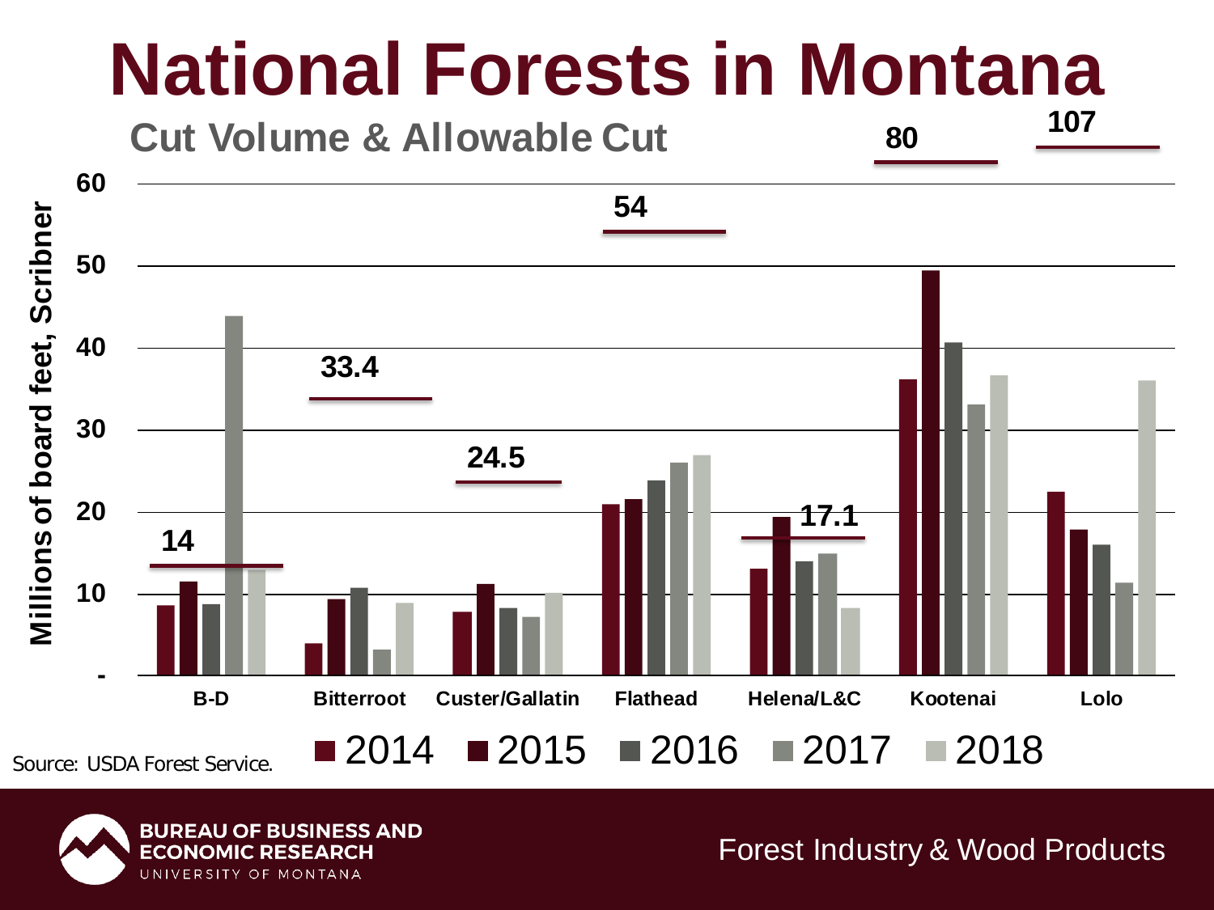# National Forests in Montana

## Cut Volume & Allowable Cut

Millions of board feet, Scribner

| Forest | 2014 | 2015 | 2016 | 2017 | 2018 | Allowable Cut |
|---|---|---|---|---|---|---|
| B-D | 8.6 | 11.5 | 8.8 | 44 | 13 | 14 |
| Bitterroot | 4 | 9.4 | 10.8 | 3.2 | 9 | 33.4 |
| Custer/Gallatin | 7.9 | 11.2 | 8.3 | 7.2 | 10.2 | 24.5 |
| Flathead | 21 | 21.6 | 23.8 | 26 | 26.9 | 54 |
| Helena/L&C | 13.1 | 19.4 | 14 | 15 | 8.3 | 17.1 |
| Kootenai | 36.2 | 49.5 | 40.7 | 33.1 | 36.7 | 80 |
| Lolo | 22.5 | 17.9 | 16 | 11.4 | 36.1 | 107 |

Source: USDA Forest Service.

BUREAU OF BUSINESS AND ECONOMIC RESEARCH
UNIVERSITY OF MONTANA

Forest Industry & Wood Products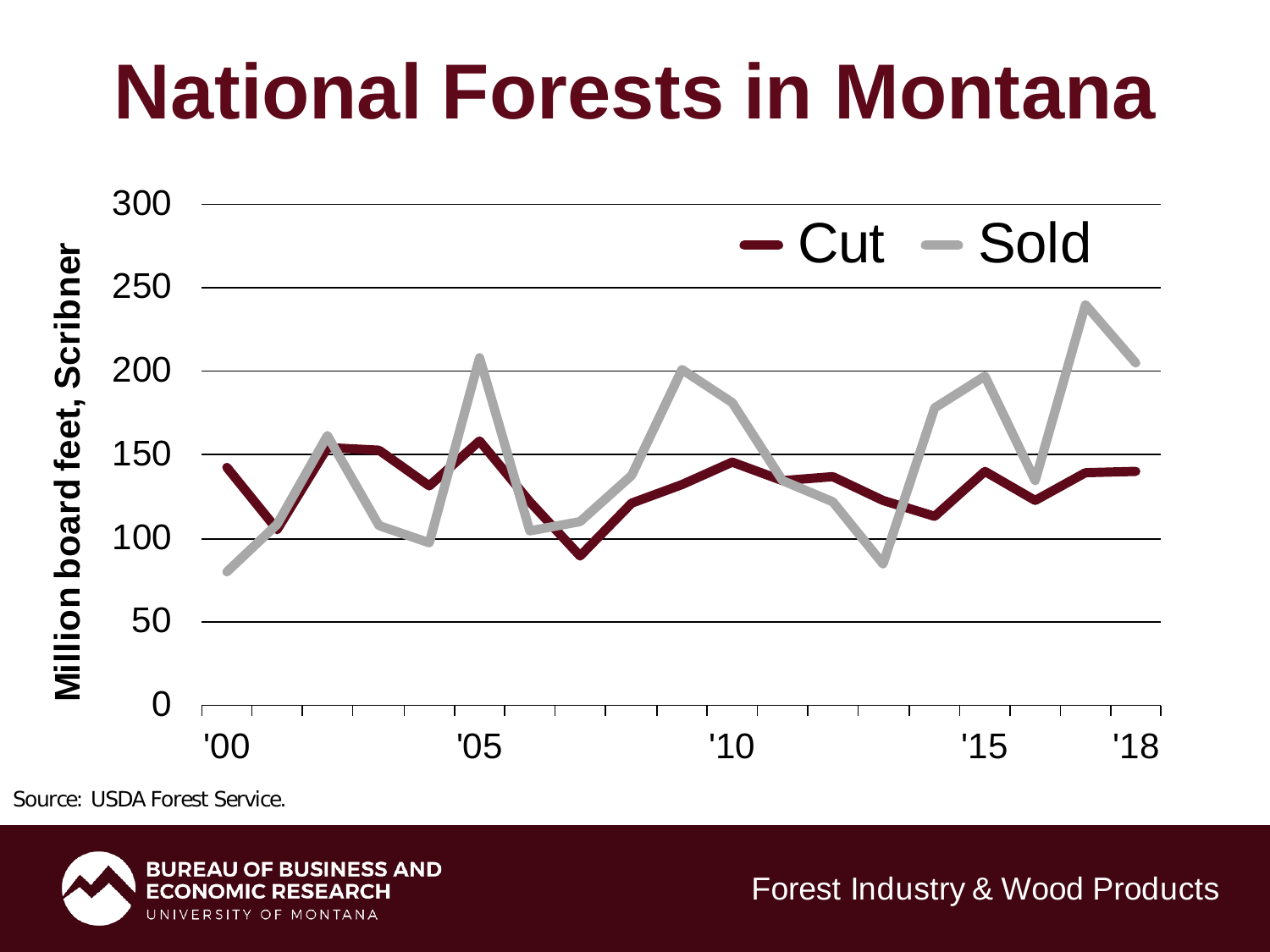# National Forests in Montana

Million board feet, Scribner

Cut — Sold

Source: USDA Forest Service.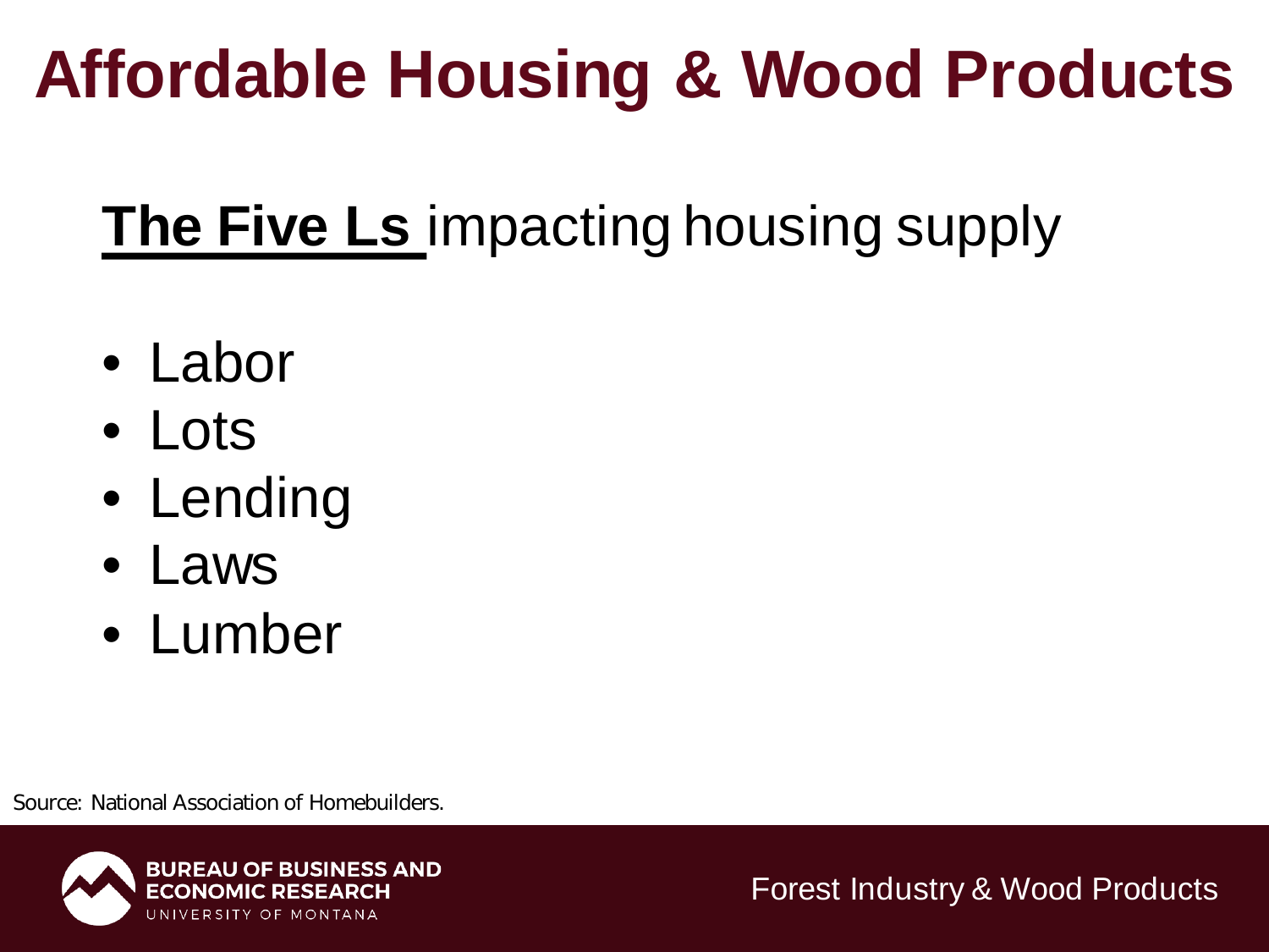# Affordable Housing & Wood Products

**The Five Ls** impacting housing supply

- Labor
- Lots
- Lending
- Laws
- Lumber

Source: National Association of Homebuilders.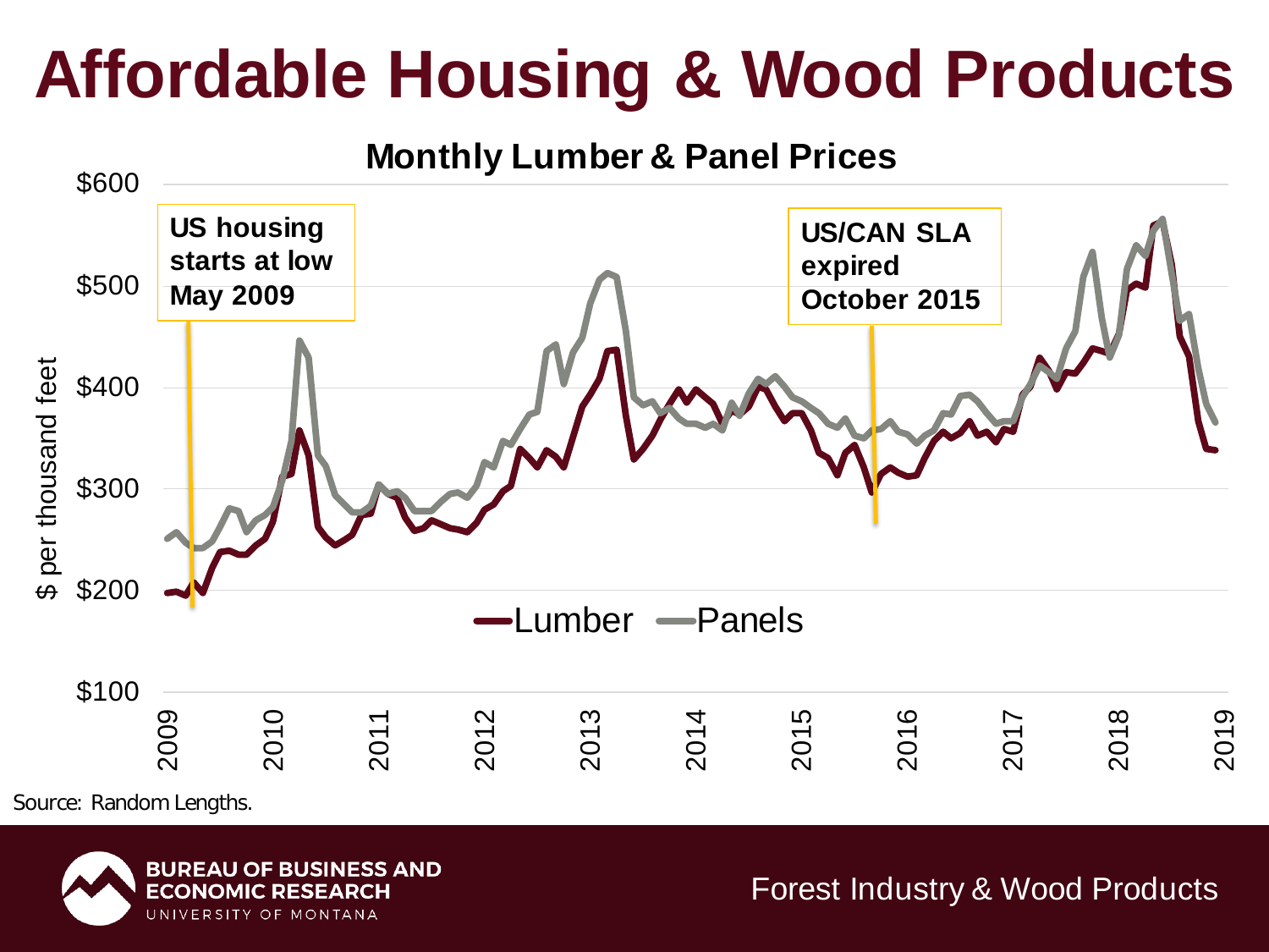# Affordable Housing & Wood Products

**Monthly Lumber & Panel Prices**

US housing starts at low May 2009

US/CAN SLA expired October 2015

$ per thousand feet

$600
$500
$400
$300
$200
$100

2009 2010 2011 2012 2013 2014 2015 2016 2017 2018 2019

Lumber Panels

Source: Random Lengths.

BUREAU OF BUSINESS AND ECONOMIC RESEARCH
UNIVERSITY OF MONTANA

Forest Industry & Wood Products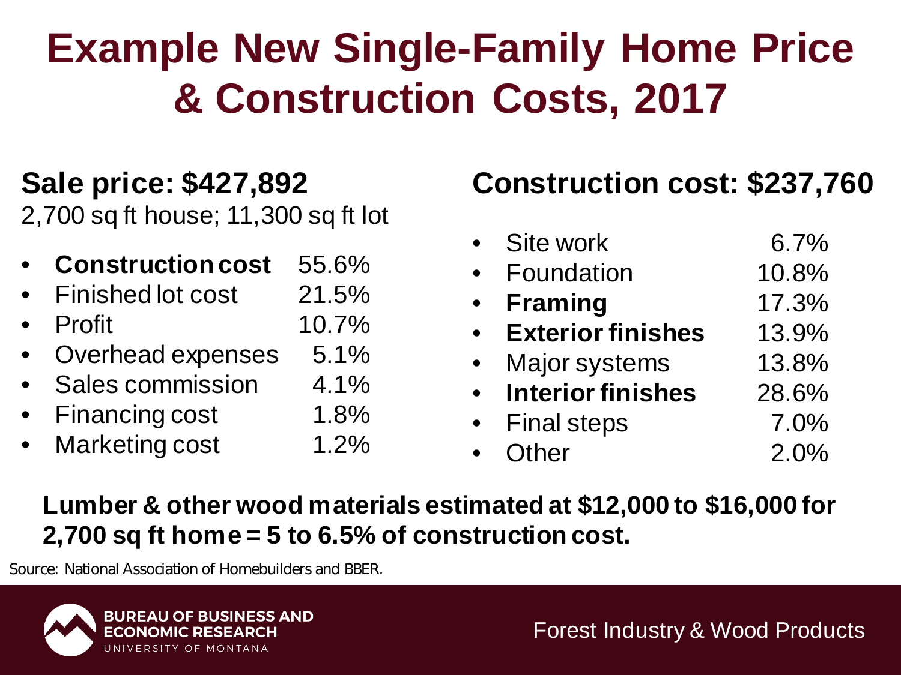# Example New Single-Family Home Price & Construction Costs, 2017

## Sale price: $427,892

2,700 sq ft house; 11,300 sq ft lot

- **Construction cost** 55.6%
- Finished lot cost 21.5%
- Profit 10.7%
- Overhead expenses 5.1%
- Sales commission 4.1%
- Financing cost 1.8%
- Marketing cost 1.2%

## Construction cost: $237,760

- Site work 6.7%
- Foundation 10.8%
- **Framing** 17.3%
- **Exterior finishes** 13.9%
- Major systems 13.8%
- **Interior finishes** 28.6%
- Final steps 7.0%
- Other 2.0%

**Lumber & other wood materials estimated at $12,000 to $16,000 for 2,700 sq ft home = 5 to 6.5% of construction cost.**

Source: National Association of Homebuilders and BBER.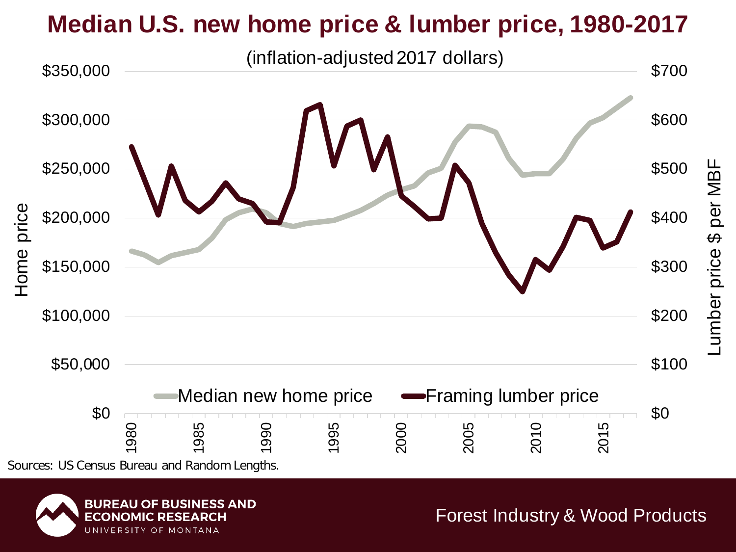# Median U.S. new home price & lumber price, 1980-2017

(inflation-adjusted 2017 dollars)

Home price: $0, $50,000, $100,000, $150,000, $200,000, $250,000, $300,000, $350,000

Lumber price $ per MBF: $0, $100, $200, $300, $400, $500, $600, $700

1980, 1985, 1990, 1995, 2000, 2005, 2010, 2015

Median new home price — Framing lumber price

Sources: US Census Bureau and Random Lengths.

**BUREAU OF BUSINESS AND ECONOMIC RESEARCH**
UNIVERSITY OF MONTANA

Forest Industry & Wood Products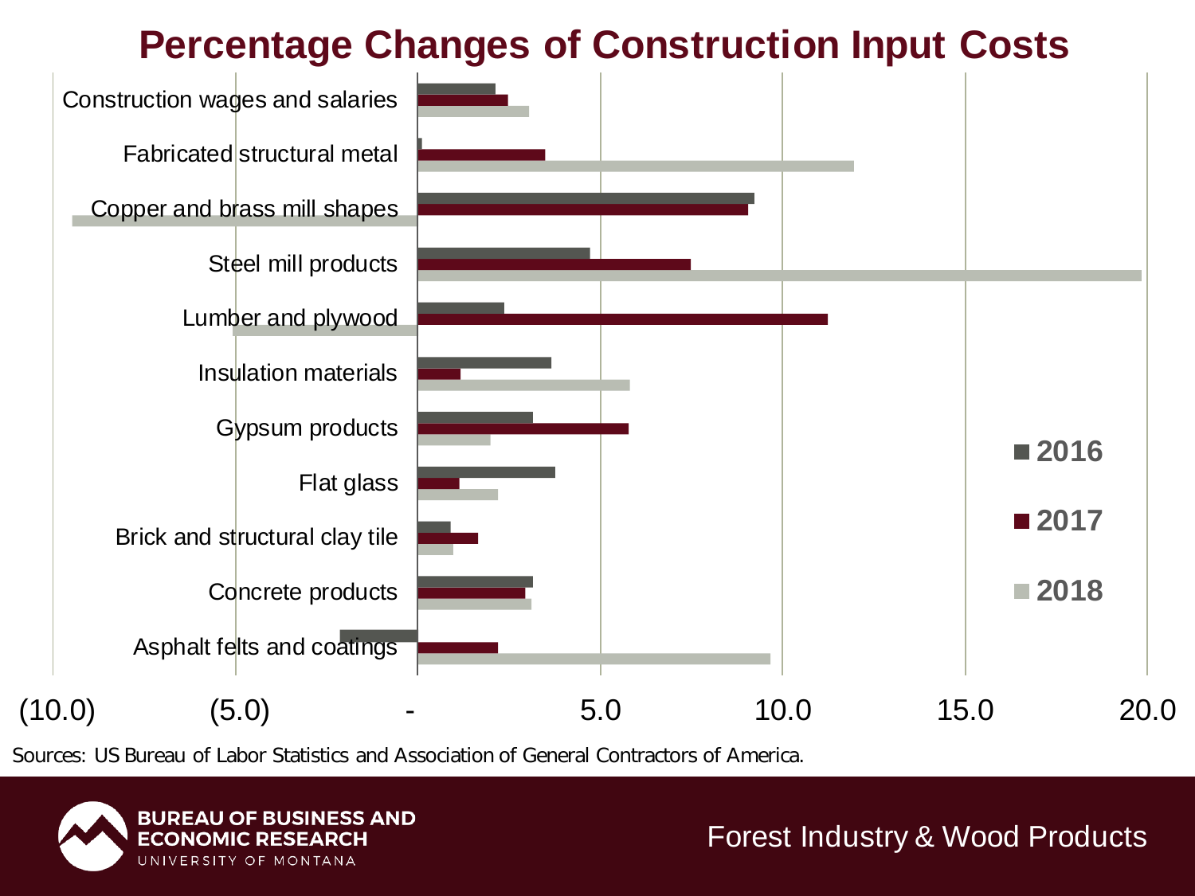# Percentage Changes of Construction Input Costs

Sources: US Bureau of Labor Statistics and Association of General Contractors of America.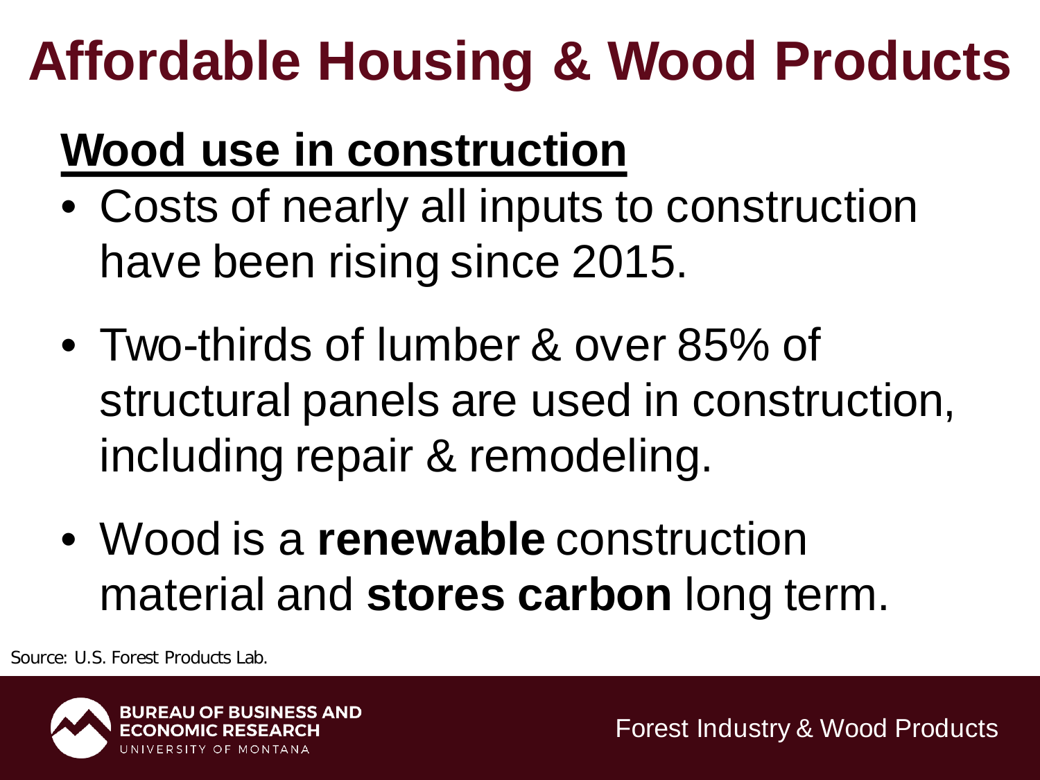# Affordable Housing & Wood Products

## Wood use in construction

- Costs of nearly all inputs to construction have been rising since 2015.
- Two-thirds of lumber & over 85% of structural panels are used in construction, including repair & remodeling.
- Wood is a **renewable** construction material and **stores carbon** long term.

Source: U.S. Forest Products Lab.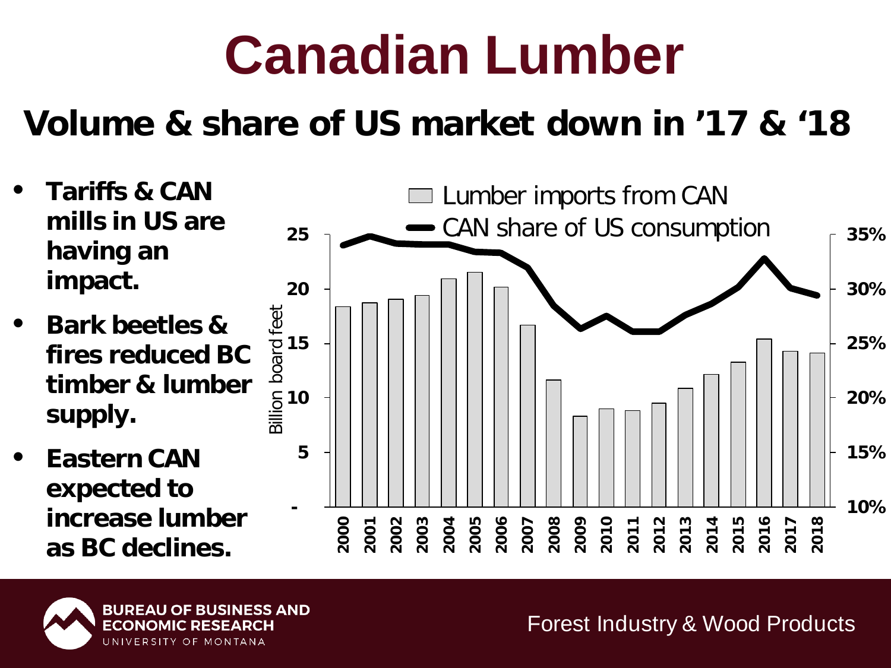# Canadian Lumber

## Volume & share of US market down in '17 & '18

- **Tariffs & CAN mills in US are having an impact.**
- **Bark beetles & fires reduced BC timber & lumber supply.**
- **Eastern CAN expected to increase lumber as BC declines.**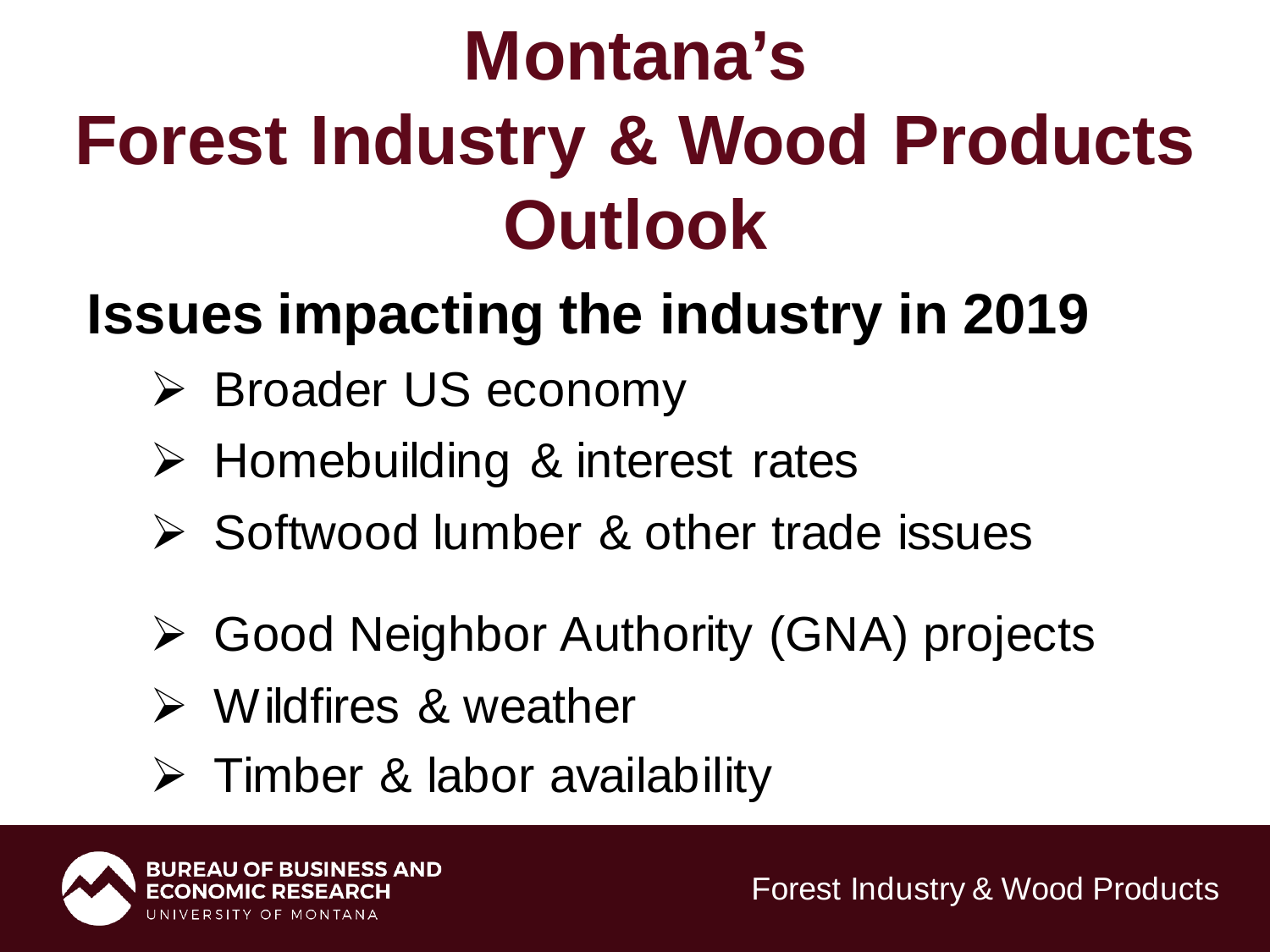# Montana's Forest Industry & Wood Products Outlook

## Issues impacting the industry in 2019

- Broader US economy
- Homebuilding & interest rates
- Softwood lumber & other trade issues
- Good Neighbor Authority (GNA) projects
- Wildfires & weather
- Timber & labor availability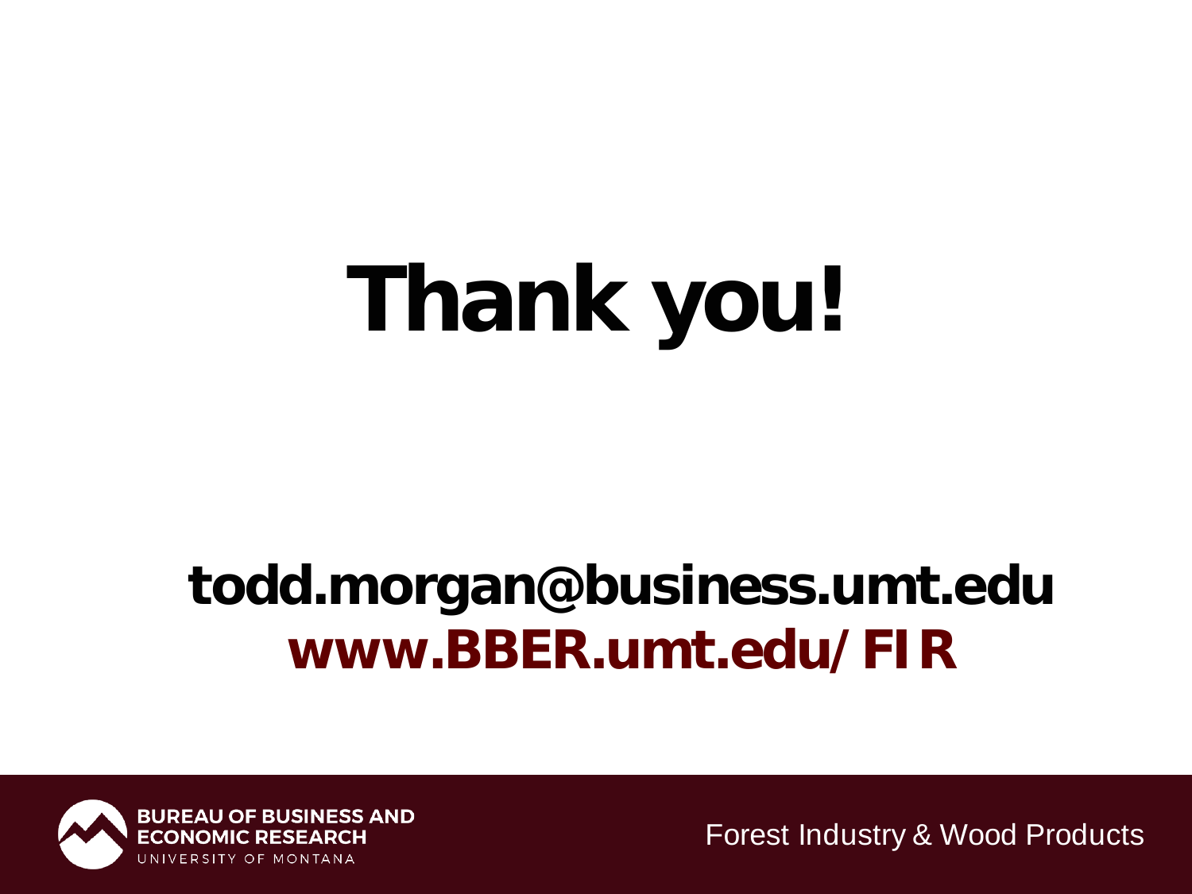# Thank you!

**todd.morgan@business.umt.edu**

**www.BBER.umt.edu/FIR**